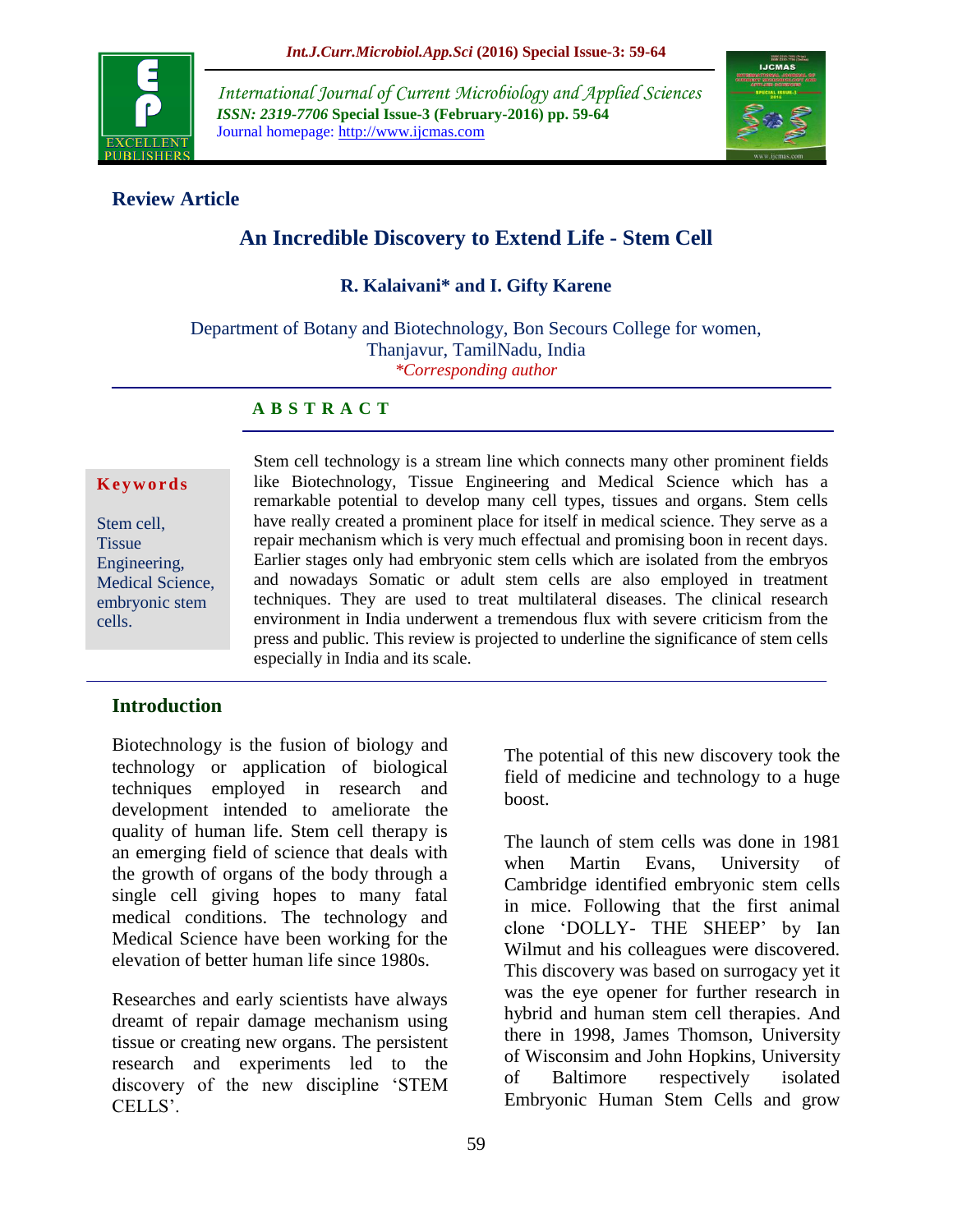**Review Article**

# An Incredible Discovery to Extend Life - Stem Cell

**R. Kalaivani* and I. Gifty Karene**

Department of Botany and Biotechnology, Bon Secours College for women, Thanjavur, TamilNadu, India

*\*Corresponding author*

## ABSTRACT

**Keywords**

Stem cell, Tissue Engineering, Medical Science, embryonic stem cells.

Stem cell technology is a stream line which connects many other prominent fields like Biotechnology, Tissue Engineering and Medical Science which has a remarkable potential to develop many cell types, tissues and organs. Stem cells have really created a prominent place for itself in medical science. They serve as a repair mechanism which is very much effectual and promising boon in recent days. Earlier stages only had embryonic stem cells which are isolated from the embryos and nowadays Somatic or adult stem cells are also employed in treatment techniques. They are used to treat multilateral diseases. The clinical research environment in India underwent a tremendous flux with severe criticism from the press and public. This review is projected to underline the significance of stem cells especially in India and its scale.

## Introduction

Biotechnology is the fusion of biology and technology or application of biological techniques employed in research and development intended to ameliorate the quality of human life. Stem cell therapy is an emerging field of science that deals with the growth of organs of the body through a single cell giving hopes to many fatal medical conditions. The technology and Medical Science have been working for the elevation of better human life since 1980s.

Researches and early scientists have always dreamt of repair damage mechanism using tissue or creating new organs. The persistent research and experiments led to the discovery of the new discipline 'STEM CELLS'.

The potential of this new discovery took the field of medicine and technology to a huge boost.

The launch of stem cells was done in 1981 when Martin Evans, University of Cambridge identified embryonic stem cells in mice. Following that the first animal clone 'DOLLY- THE SHEEP' by Ian Wilmut and his colleagues were discovered. This discovery was based on surrogacy yet it was the eye opener for further research in hybrid and human stem cell therapies. And there in 1998, James Thomson, University of Wisconsim and John Hopkins, University of Baltimore respectively isolated Embryonic Human Stem Cells and grow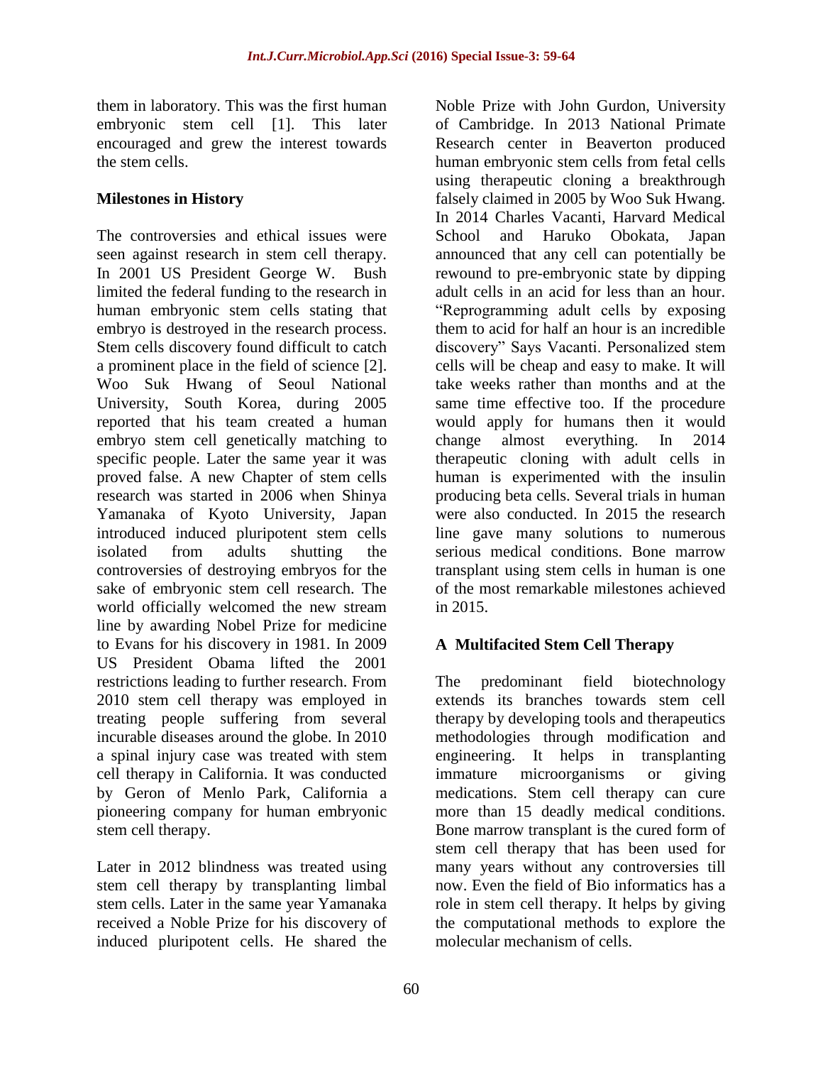them in laboratory. This was the first human embryonic stem cell [1]. This later encouraged and grew the interest towards the stem cells.

## Milestones in History

The controversies and ethical issues were seen against research in stem cell therapy. In 2001 US President George W. Bush limited the federal funding to the research in human embryonic stem cells stating that embryo is destroyed in the research process. Stem cells discovery found difficult to catch a prominent place in the field of science [2]. Woo Suk Hwang of Seoul National University, South Korea, during 2005 reported that his team created a human embryo stem cell genetically matching to specific people. Later the same year it was proved false. A new Chapter of stem cells research was started in 2006 when Shinya Yamanaka of Kyoto University, Japan introduced induced pluripotent stem cells isolated from adults shutting the controversies of destroying embryos for the sake of embryonic stem cell research. The world officially welcomed the new stream line by awarding Nobel Prize for medicine to Evans for his discovery in 1981. In 2009 US President Obama lifted the 2001 restrictions leading to further research. From 2010 stem cell therapy was employed in treating people suffering from several incurable diseases around the globe. In 2010 a spinal injury case was treated with stem cell therapy in California. It was conducted by Geron of Menlo Park, California a pioneering company for human embryonic stem cell therapy.

Later in 2012 blindness was treated using stem cell therapy by transplanting limbal stem cells. Later in the same year Yamanaka received a Noble Prize for his discovery of induced pluripotent cells. He shared the Noble Prize with John Gurdon, University of Cambridge. In 2013 National Primate Research center in Beaverton produced human embryonic stem cells from fetal cells using therapeutic cloning a breakthrough falsely claimed in 2005 by Woo Suk Hwang. In 2014 Charles Vacanti, Harvard Medical School and Haruko Obokata, Japan announced that any cell can potentially be rewound to pre-embryonic state by dipping adult cells in an acid for less than an hour. "Reprogramming adult cells by exposing them to acid for half an hour is an incredible discovery" Says Vacanti. Personalized stem cells will be cheap and easy to make. It will take weeks rather than months and at the same time effective too. If the procedure would apply for humans then it would change almost everything. In 2014 therapeutic cloning with adult cells in human is experimented with the insulin producing beta cells. Several trials in human were also conducted. In 2015 the research line gave many solutions to numerous serious medical conditions. Bone marrow transplant using stem cells in human is one of the most remarkable milestones achieved in 2015.

## A Multifacited Stem Cell Therapy

The predominant field biotechnology extends its branches towards stem cell therapy by developing tools and therapeutics methodologies through modification and engineering. It helps in transplanting immature microorganisms or giving medications. Stem cell therapy can cure more than 15 deadly medical conditions. Bone marrow transplant is the cured form of stem cell therapy that has been used for many years without any controversies till now. Even the field of Bio informatics has a role in stem cell therapy. It helps by giving the computational methods to explore the molecular mechanism of cells.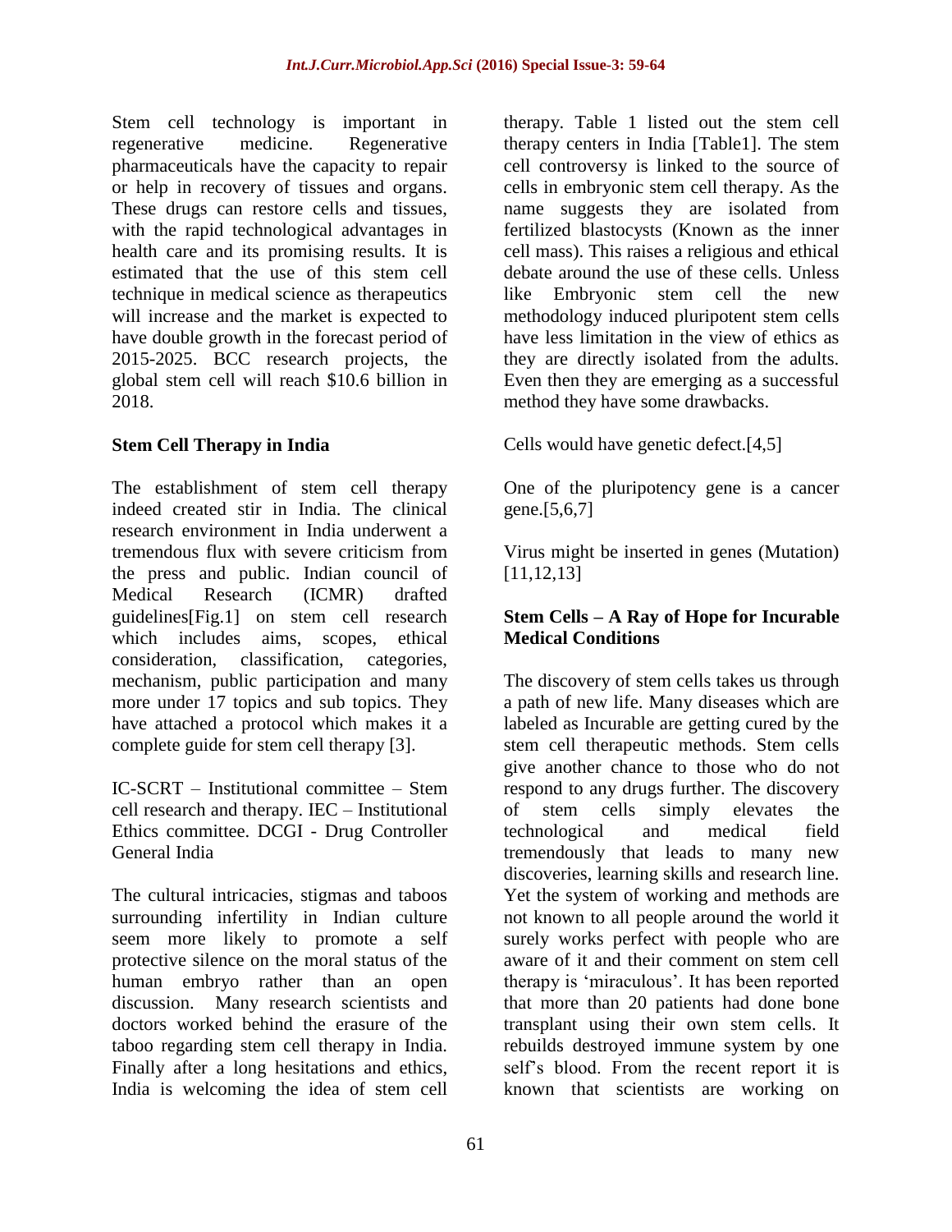Stem cell technology is important in regenerative medicine. Regenerative pharmaceuticals have the capacity to repair or help in recovery of tissues and organs. These drugs can restore cells and tissues, with the rapid technological advantages in health care and its promising results. It is estimated that the use of this stem cell technique in medical science as therapeutics will increase and the market is expected to have double growth in the forecast period of 2015-2025. BCC research projects, the global stem cell will reach $10.6 billion in 2018.

## Stem Cell Therapy in India

The establishment of stem cell therapy indeed created stir in India. The clinical research environment in India underwent a tremendous flux with severe criticism from the press and public. Indian council of Medical Research (ICMR) drafted guidelines[Fig.1] on stem cell research which includes aims, scopes, ethical consideration, classification, categories, mechanism, public participation and many more under 17 topics and sub topics. They have attached a protocol which makes it a complete guide for stem cell therapy [3].

IC-SCRT – Institutional committee – Stem cell research and therapy. IEC – Institutional Ethics committee. DCGI - Drug Controller General India

The cultural intricacies, stigmas and taboos surrounding infertility in Indian culture seem more likely to promote a self protective silence on the moral status of the human embryo rather than an open discussion. Many research scientists and doctors worked behind the erasure of the taboo regarding stem cell therapy in India. Finally after a long hesitations and ethics, India is welcoming the idea of stem cell therapy. Table 1 listed out the stem cell therapy centers in India [Table1]. The stem cell controversy is linked to the source of cells in embryonic stem cell therapy. As the name suggests they are isolated from fertilized blastocysts (Known as the inner cell mass). This raises a religious and ethical debate around the use of these cells. Unless like Embryonic stem cell the new methodology induced pluripotent stem cells have less limitation in the view of ethics as they are directly isolated from the adults. Even then they are emerging as a successful method they have some drawbacks.

Cells would have genetic defect.[4,5]

One of the pluripotency gene is a cancer gene.[5,6,7]

Virus might be inserted in genes (Mutation) [11,12,13]

## Stem Cells – A Ray of Hope for Incurable Medical Conditions

The discovery of stem cells takes us through a path of new life. Many diseases which are labeled as Incurable are getting cured by the stem cell therapeutic methods. Stem cells give another chance to those who do not respond to any drugs further. The discovery of stem cells simply elevates the technological and medical field tremendously that leads to many new discoveries, learning skills and research line. Yet the system of working and methods are not known to all people around the world it surely works perfect with people who are aware of it and their comment on stem cell therapy is 'miraculous'. It has been reported that more than 20 patients had done bone transplant using their own stem cells. It rebuilds destroyed immune system by one self's blood. From the recent report it is known that scientists are working on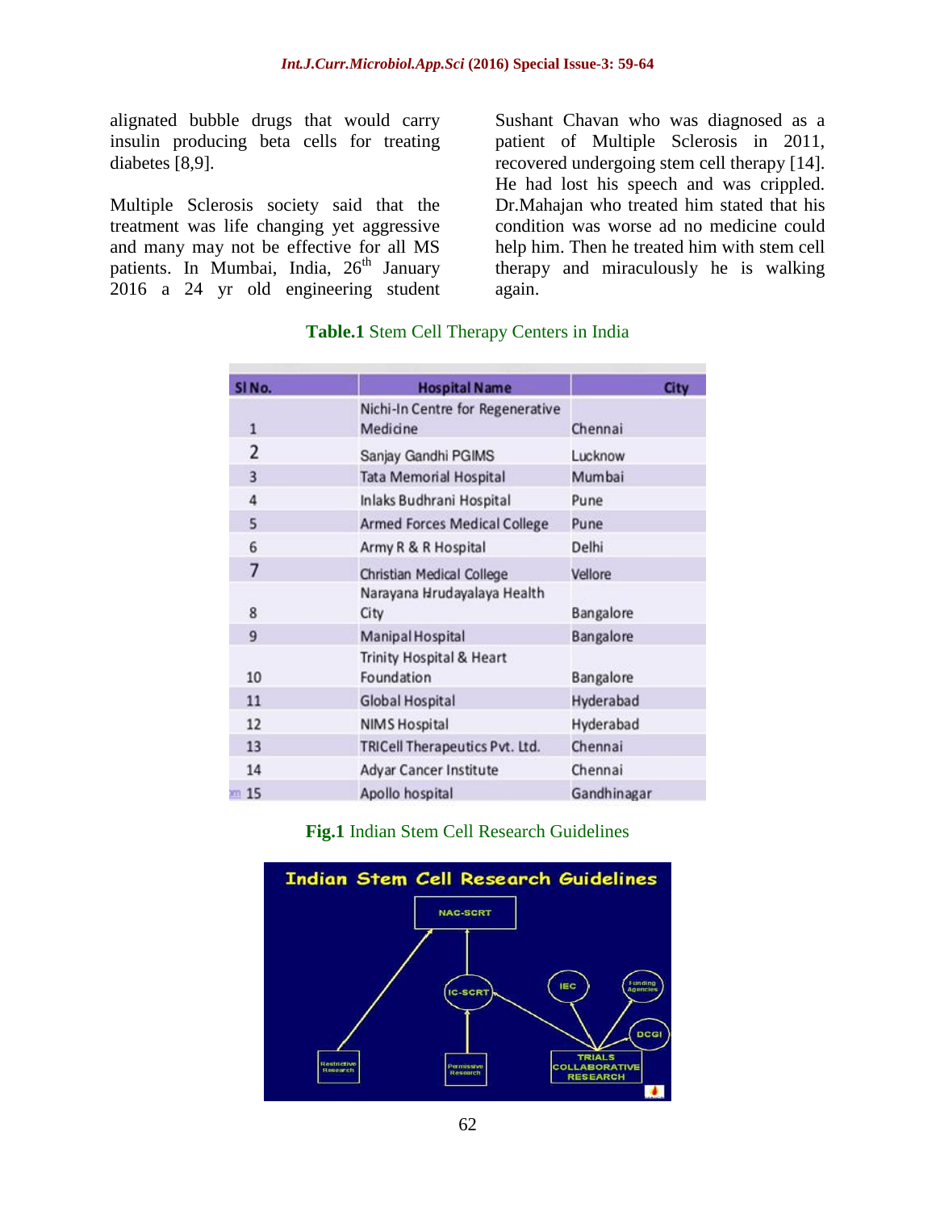alignated bubble drugs that would carry insulin producing beta cells for treating diabetes [8,9].

Multiple Sclerosis society said that the treatment was life changing yet aggressive and many may not be effective for all MS patients. In Mumbai, India, 26th January 2016 a 24 yr old engineering student Sushant Chavan who was diagnosed as a patient of Multiple Sclerosis in 2011, recovered undergoing stem cell therapy [14]. He had lost his speech and was crippled. Dr.Mahajan who treated him stated that his condition was worse ad no medicine could help him. Then he treated him with stem cell therapy and miraculously he is walking again.

**Table.1** Stem Cell Therapy Centers in India

| Sl No. | Hospital Name | City |
|---|---|---|
| 1 | Nichi-In Centre for Regenerative Medicine | Chennai |
| 2 | Sanjay Gandhi PGIMS | Lucknow |
| 3 | Tata Memorial Hospital | Mumbai |
| 4 | Inlaks Budhrani Hospital | Pune |
| 5 | Armed Forces Medical College | Pune |
| 6 | Army R & R Hospital | Delhi |
| 7 | Christian Medical College | Vellore |
| 8 | Narayana Hrudayalaya Health City | Bangalore |
| 9 | Manipal Hospital | Bangalore |
| 10 | Trinity Hospital & Heart Foundation | Bangalore |
| 11 | Global Hospital | Hyderabad |
| 12 | NIMS Hospital | Hyderabad |
| 13 | TRICell Therapeutics Pvt. Ltd. | Chennai |
| 14 | Adyar Cancer Institute | Chennai |
| 15 | Apollo hospital | Gandhinagar |

**Fig.1** Indian Stem Cell Research Guidelines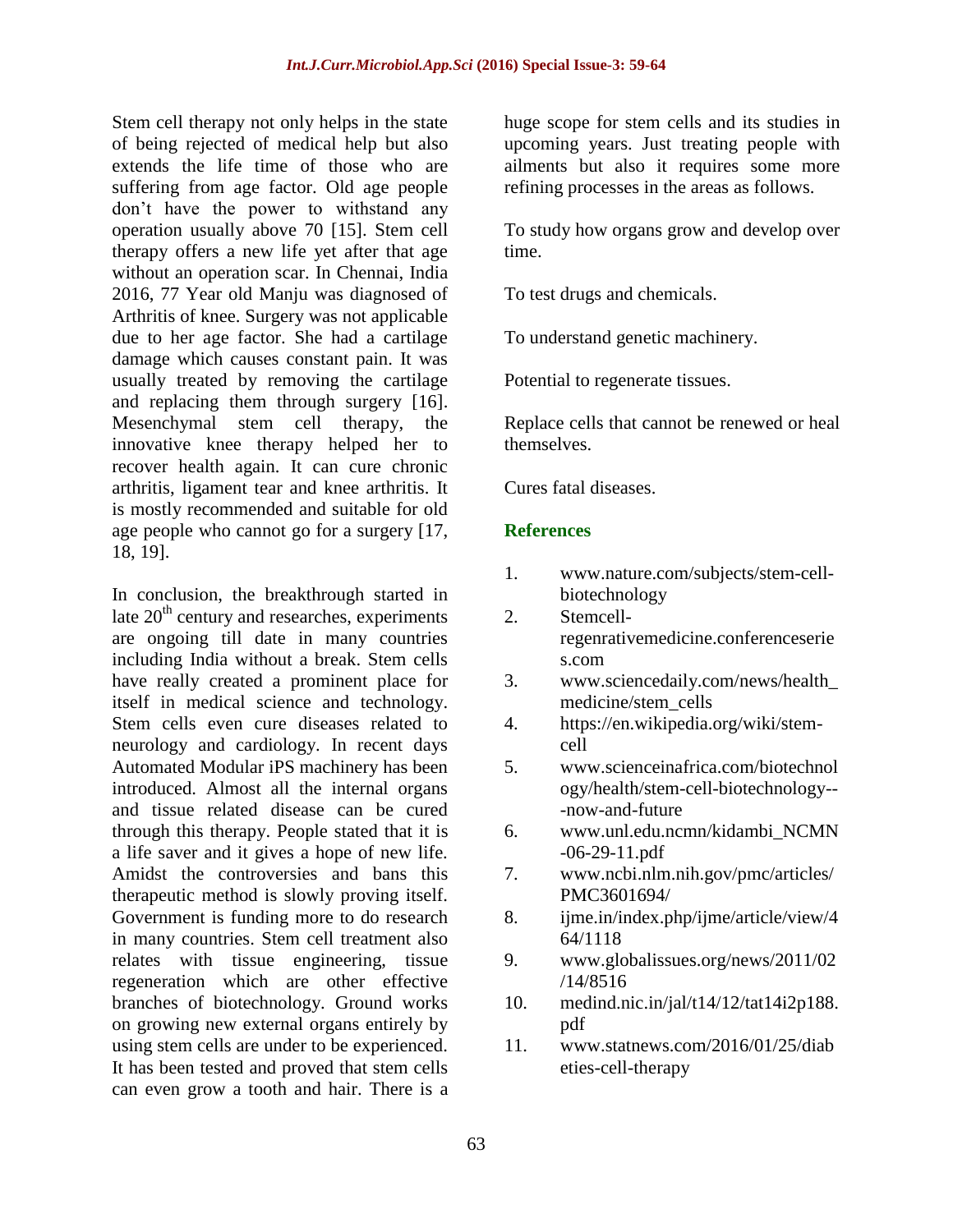Stem cell therapy not only helps in the state of being rejected of medical help but also extends the life time of those who are suffering from age factor. Old age people don't have the power to withstand any operation usually above 70 [15]. Stem cell therapy offers a new life yet after that age without an operation scar. In Chennai, India 2016, 77 Year old Manju was diagnosed of Arthritis of knee. Surgery was not applicable due to her age factor. She had a cartilage damage which causes constant pain. It was usually treated by removing the cartilage and replacing them through surgery [16]. Mesenchymal stem cell therapy, the innovative knee therapy helped her to recover health again. It can cure chronic arthritis, ligament tear and knee arthritis. It is mostly recommended and suitable for old age people who cannot go for a surgery [17, 18, 19].

In conclusion, the breakthrough started in late 20th century and researches, experiments are ongoing till date in many countries including India without a break. Stem cells have really created a prominent place for itself in medical science and technology. Stem cells even cure diseases related to neurology and cardiology. In recent days Automated Modular iPS machinery has been introduced. Almost all the internal organs and tissue related disease can be cured through this therapy. People stated that it is a life saver and it gives a hope of new life. Amidst the controversies and bans this therapeutic method is slowly proving itself. Government is funding more to do research in many countries. Stem cell treatment also relates with tissue engineering, tissue regeneration which are other effective branches of biotechnology. Ground works on growing new external organs entirely by using stem cells are under to be experienced. It has been tested and proved that stem cells can even grow a tooth and hair. There is a huge scope for stem cells and its studies in upcoming years. Just treating people with ailments but also it requires some more refining processes in the areas as follows.

To study how organs grow and develop over time.

To test drugs and chemicals.

To understand genetic machinery.

Potential to regenerate tissues.

Replace cells that cannot be renewed or heal themselves.

Cures fatal diseases.

## References

1. www.nature.com/subjects/stem-cell-biotechnology
2. Stemcell-regenrativemedicine.conferenceseries.com
3. www.sciencedaily.com/news/health_medicine/stem_cells
4. https://en.wikipedia.org/wiki/stem-cell
5. www.scienceinafrica.com/biotechnology/health/stem-cell-biotechnology---now-and-future
6. www.unl.edu.ncmn/kidambi_NCMN-06-29-11.pdf
7. www.ncbi.nlm.nih.gov/pmc/articles/PMC3601694/
8. ijme.in/index.php/ijme/article/view/464/1118
9. www.globalissues.org/news/2011/02/14/8516
10. medind.nic.in/jal/t14/12/tat14i2p188.pdf
11. www.statnews.com/2016/01/25/diabeties-cell-therapy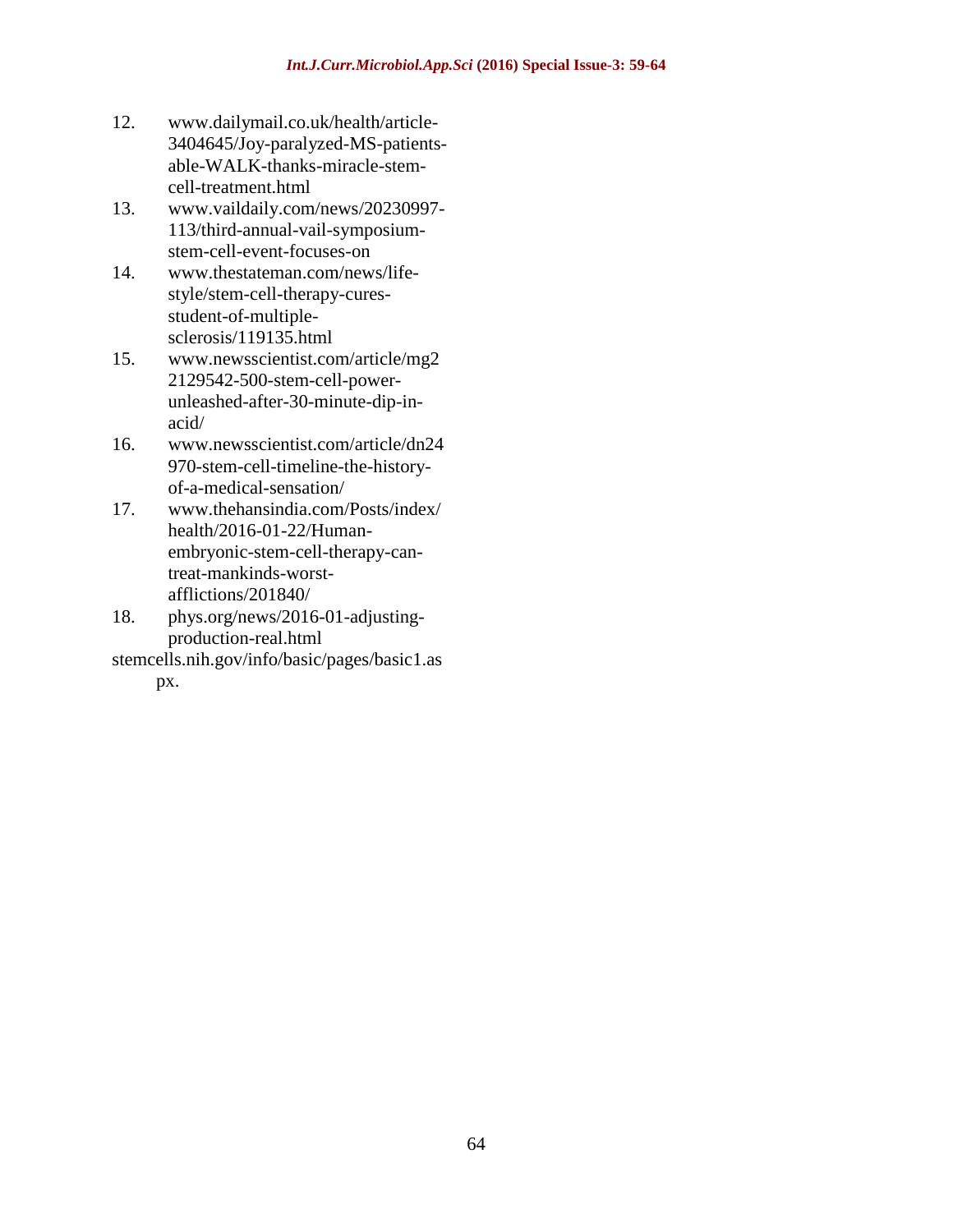12. www.dailymail.co.uk/health/article-3404645/Joy-paralyzed-MS-patients-able-WALK-thanks-miracle-stem-cell-treatment.html
13. www.vaildaily.com/news/20230997-113/third-annual-vail-symposium-stem-cell-event-focuses-on
14. www.thestateman.com/news/life-style/stem-cell-therapy-cures-student-of-multiple-sclerosis/119135.html
15. www.newsscientist.com/article/mg22129542-500-stem-cell-power-unleashed-after-30-minute-dip-in-acid/
16. www.newsscientist.com/article/dn24970-stem-cell-timeline-the-history-of-a-medical-sensation/
17. www.thehansindia.com/Posts/index/health/2016-01-22/Human-embryonic-stem-cell-therapy-can-treat-mankinds-worst-afflictions/201840/
18. phys.org/news/2016-01-adjusting-production-real.html

stemcells.nih.gov/info/basic/pages/basic1.aspx.